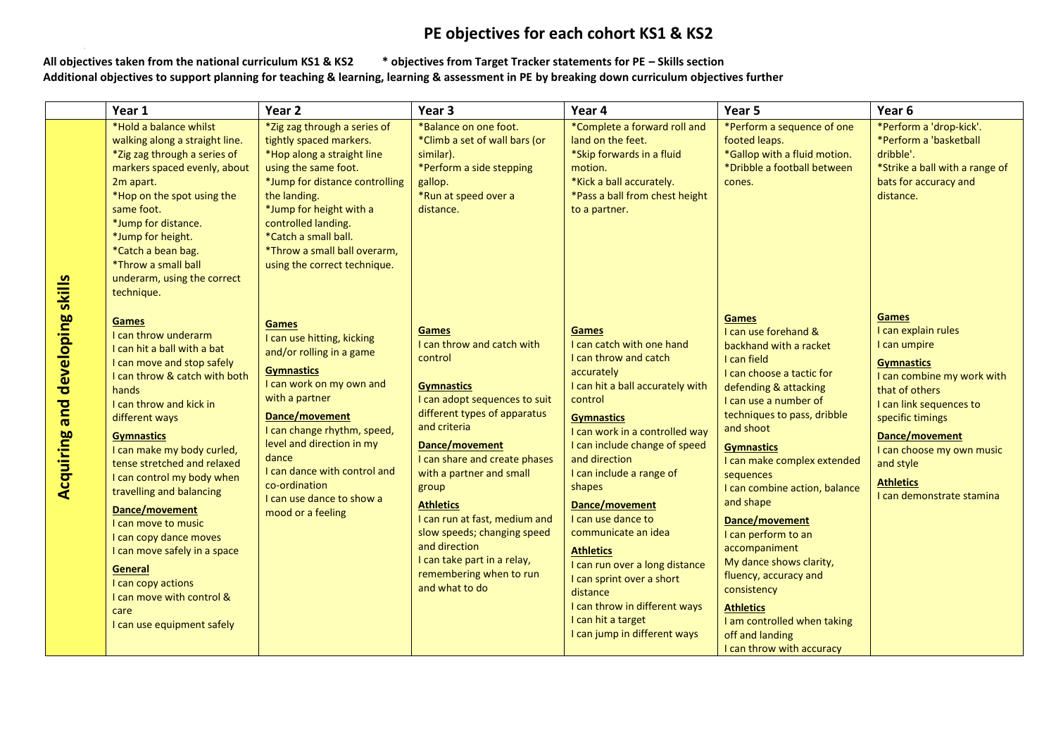# PE objectives for each cohort KS1 & KS2

**All objectives taken from the national curriculum KS1 & KS2 &nbsp;&nbsp;&nbsp;&nbsp; * objectives from Target Tracker statements for PE – Skills section**
**Additional objectives to support planning for teaching & learning, learning & assessment in PE by breaking down curriculum objectives further**

| | Year 1 | Year 2 | Year 3 | Year 4 | Year 5 | Year 6 |
|---|---|---|---|---|---|---|
| **Acquiring and developing skills** | *Hold a balance whilst walking along a straight line.<br>*Zig zag through a series of markers spaced evenly, about 2m apart.<br>*Hop on the spot using the same foot.<br>*Jump for distance.<br>*Jump for height.<br>*Catch a bean bag.<br>*Throw a small ball underarm, using the correct technique.<br><br>**Games**<br>I can throw underarm<br>I can hit a ball with a bat<br>I can move and stop safely<br>I can throw & catch with both hands<br>I can throw and kick in different ways<br>**Gymnastics**<br>I can make my body curled, tense stretched and relaxed<br>I can control my body when travelling and balancing<br>**Dance/movement**<br>I can move to music<br>I can copy dance moves<br>I can move safely in a space<br>**General**<br>I can copy actions<br>I can move with control & care<br>I can use equipment safely | *Zig zag through a series of tightly spaced markers.<br>*Hop along a straight line using the same foot.<br>*Jump for distance controlling the landing.<br>*Jump for height with a controlled landing.<br>*Catch a small ball.<br>*Throw a small ball overarm, using the correct technique.<br><br>**Games**<br>I can use hitting, kicking and/or rolling in a game<br>**Gymnastics**<br>I can work on my own and with a partner<br>**Dance/movement**<br>I can change rhythm, speed, level and direction in my dance<br>I can dance with control and co-ordination<br>I can use dance to show a mood or a feeling | *Balance on one foot.<br>*Climb a set of wall bars (or similar).<br>*Perform a side stepping gallop.<br>*Run at speed over a distance.<br><br>**Games**<br>I can throw and catch with control<br>**Gymnastics**<br>I can adopt sequences to suit different types of apparatus and criteria<br>**Dance/movement**<br>I can share and create phases with a partner and small group<br>**Athletics**<br>I can run at fast, medium and slow speeds; changing speed and direction<br>I can take part in a relay, remembering when to run and what to do | *Complete a forward roll and land on the feet.<br>*Skip forwards in a fluid motion.<br>*Kick a ball accurately.<br>*Pass a ball from chest height to a partner.<br><br>**Games**<br>I can catch with one hand<br>I can throw and catch accurately<br>I can hit a ball accurately with control<br>**Gymnastics**<br>I can work in a controlled way<br>I can include change of speed and direction<br>I can include a range of shapes<br>**Dance/movement**<br>I can use dance to communicate an idea<br>**Athletics**<br>I can run over a long distance<br>I can sprint over a short distance<br>I can throw in different ways<br>I can hit a target<br>I can jump in different ways | *Perform a sequence of one footed leaps.<br>*Gallop with a fluid motion.<br>*Dribble a football between cones.<br><br>**Games**<br>I can use forehand & backhand with a racket<br>I can field<br>I can choose a tactic for defending & attacking<br>I can use a number of techniques to pass, dribble and shoot<br>**Gymnastics**<br>I can make complex extended sequences<br>I can combine action, balance and shape<br>**Dance/movement**<br>I can perform to an accompaniment<br>My dance shows clarity, fluency, accuracy and consistency<br>**Athletics**<br>I am controlled when taking off and landing<br>I can throw with accuracy | *Perform a 'drop-kick'.<br>*Perform a 'basketball dribble'.<br>*Strike a ball with a range of bats for accuracy and distance.<br><br>**Games**<br>I can explain rules<br>I can umpire<br>**Gymnastics**<br>I can combine my work with that of others<br>I can link sequences to specific timings<br>**Dance/movement**<br>I can choose my own music and style<br>**Athletics**<br>I can demonstrate stamina |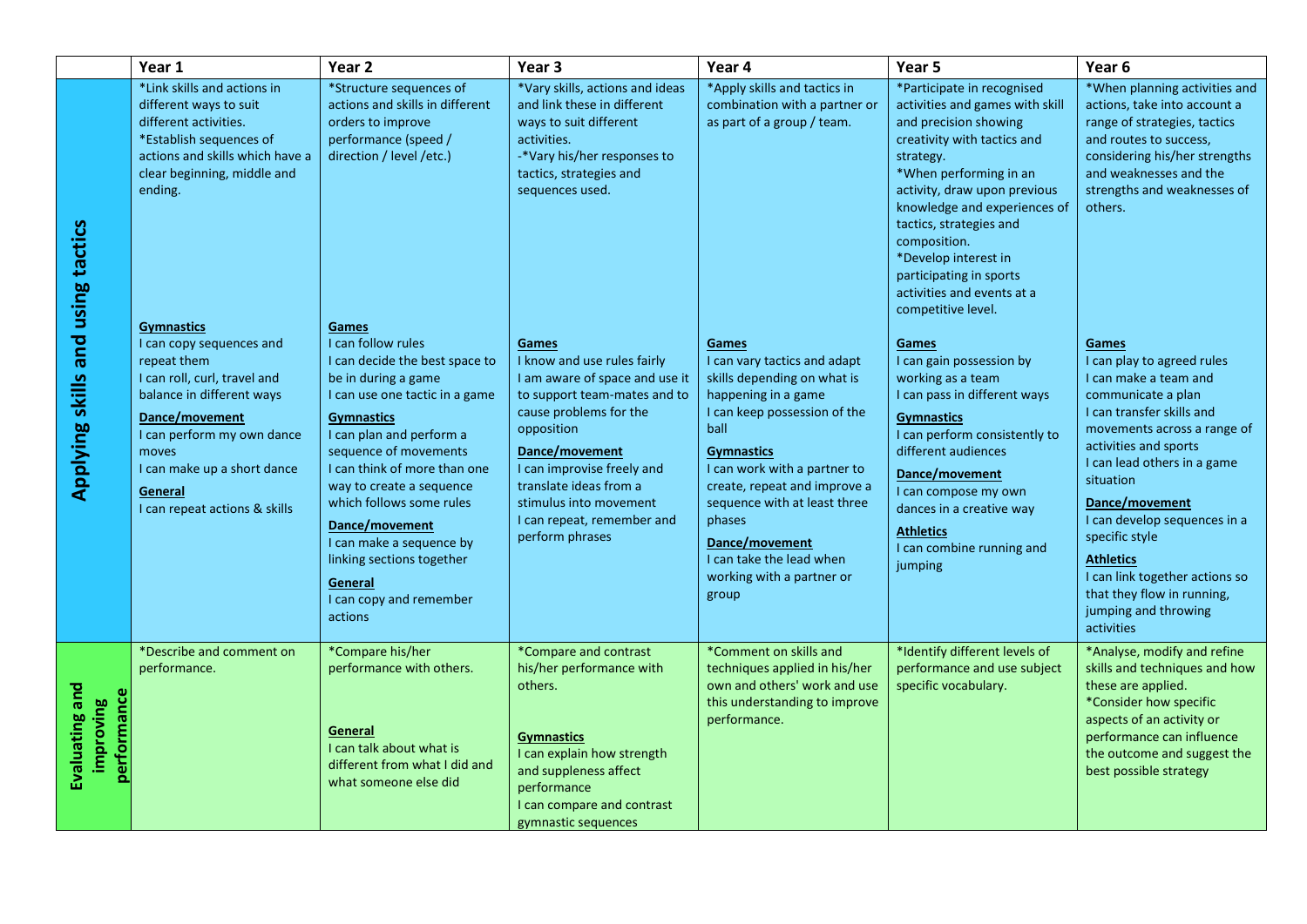| | Year 1 | Year 2 | Year 3 | Year 4 | Year 5 | Year 6 |
|---|---|---|---|---|---|---|
| **Applying skills and using tactics** | *Link skills and actions in different ways to suit different activities.<br>*Establish sequences of actions and skills which have a clear beginning, middle and ending. | *Structure sequences of actions and skills in different orders to improve performance (speed / direction / level /etc.) | *Vary skills, actions and ideas and link these in different ways to suit different activities.<br>-*Vary his/her responses to tactics, strategies and sequences used. | *Apply skills and tactics in combination with a partner or as part of a group / team. | *Participate in recognised activities and games with skill and precision showing creativity with tactics and strategy.<br>*When performing in an activity, draw upon previous knowledge and experiences of tactics, strategies and composition.<br>*Develop interest in participating in sports activities and events at a competitive level. | *When planning activities and actions, take into account a range of strategies, tactics and routes to success, considering his/her strengths and weaknesses and the strengths and weaknesses of others. |
| | **Gymnastics**<br>I can copy sequences and repeat them<br>I can roll, curl, travel and balance in different ways<br>**Dance/movement**<br>I can perform my own dance moves<br>I can make up a short dance<br>**General**<br>I can repeat actions & skills | **Games**<br>I can follow rules<br>I can decide the best space to be in during a game<br>I can use one tactic in a game<br>**Gymnastics**<br>I can plan and perform a sequence of movements<br>I can think of more than one way to create a sequence which follows some rules<br>**Dance/movement**<br>I can make a sequence by linking sections together<br>**General**<br>I can copy and remember actions | **Games**<br>I know and use rules fairly<br>I am aware of space and use it to support team-mates and to cause problems for the opposition<br>**Dance/movement**<br>I can improvise freely and translate ideas from a stimulus into movement<br>I can repeat, remember and perform phrases | **Games**<br>I can vary tactics and adapt skills depending on what is happening in a game<br>I can keep possession of the ball<br>**Gymnastics**<br>I can work with a partner to create, repeat and improve a sequence with at least three phases<br>**Dance/movement**<br>I can take the lead when working with a partner or group | **Games**<br>I can gain possession by working as a team<br>I can pass in different ways<br>**Gymnastics**<br>I can perform consistently to different audiences<br>**Dance/movement**<br>I can compose my own dances in a creative way<br>**Athletics**<br>I can combine running and jumping | **Games**<br>I can play to agreed rules<br>I can make a team and communicate a plan<br>I can transfer skills and movements across a range of activities and sports<br>I can lead others in a game situation<br>**Dance/movement**<br>I can develop sequences in a specific style<br>**Athletics**<br>I can link together actions so that they flow in running, jumping and throwing activities |
| **Evaluating and improving performance** | *Describe and comment on performance. | *Compare his/her performance with others.<br>**General**<br>I can talk about what is different from what I did and what someone else did | *Compare and contrast his/her performance with others.<br>**Gymnastics**<br>I can explain how strength and suppleness affect performance<br>I can compare and contrast gymnastic sequences | *Comment on skills and techniques applied in his/her own and others' work and use this understanding to improve performance. | *Identify different levels of performance and use subject specific vocabulary. | *Analyse, modify and refine skills and techniques and how these are applied.<br>*Consider how specific aspects of an activity or performance can influence the outcome and suggest the best possible strategy |